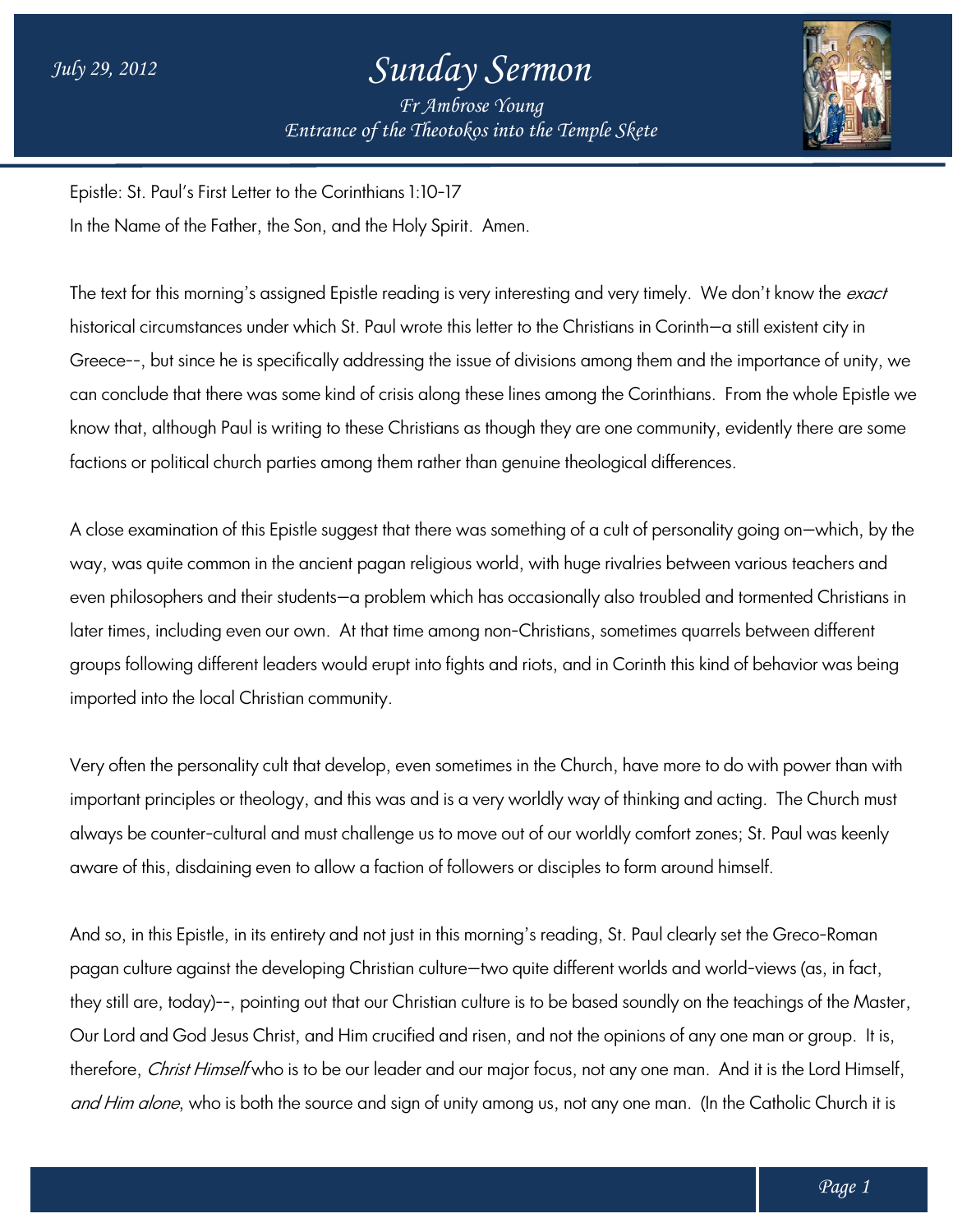July 29, 2012

# Sunday Sermon

*Fr Ambrose Young*
*Entrance of the Theotokos into the Temple Skete*

Epistle: St. Paul's First Letter to the Corinthians 1:10-17

In the Name of the Father, the Son, and the Holy Spirit. Amen.

The text for this morning's assigned Epistle reading is very interesting and very timely. We don't know the *exact* historical circumstances under which St. Paul wrote this letter to the Christians in Corinth—a still existent city in Greece--, but since he is specifically addressing the issue of divisions among them and the importance of unity, we can conclude that there was some kind of crisis along these lines among the Corinthians. From the whole Epistle we know that, although Paul is writing to these Christians as though they are one community, evidently there are some factions or political church parties among them rather than genuine theological differences.

A close examination of this Epistle suggest that there was something of a cult of personality going on—which, by the way, was quite common in the ancient pagan religious world, with huge rivalries between various teachers and even philosophers and their students—a problem which has occasionally also troubled and tormented Christians in later times, including even our own. At that time among non-Christians, sometimes quarrels between different groups following different leaders would erupt into fights and riots, and in Corinth this kind of behavior was being imported into the local Christian community.

Very often the personality cult that develop, even sometimes in the Church, have more to do with power than with important principles or theology, and this was and is a very worldly way of thinking and acting. The Church must always be counter-cultural and must challenge us to move out of our worldly comfort zones; St. Paul was keenly aware of this, disdaining even to allow a faction of followers or disciples to form around himself.

And so, in this Epistle, in its entirety and not just in this morning's reading, St. Paul clearly set the Greco-Roman pagan culture against the developing Christian culture—two quite different worlds and world-views (as, in fact, they still are, today)--, pointing out that our Christian culture is to be based soundly on the teachings of the Master, Our Lord and God Jesus Christ, and Him crucified and risen, and not the opinions of any one man or group. It is, therefore, *Christ Himself* who is to be our leader and our major focus, not any one man. And it is the Lord Himself, *and Him alone*, who is both the source and sign of unity among us, not any one man. (In the Catholic Church it is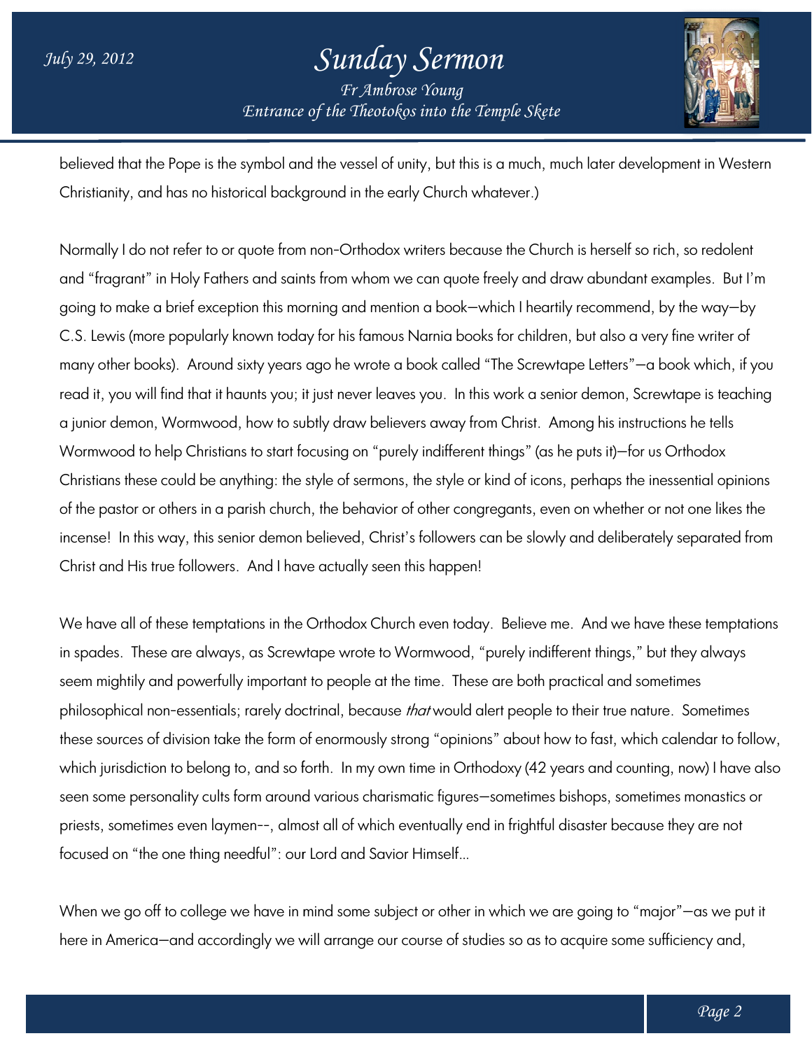believed that the Pope is the symbol and the vessel of unity, but this is a much, much later development in Western Christianity, and has no historical background in the early Church whatever.)

Normally I do not refer to or quote from non-Orthodox writers because the Church is herself so rich, so redolent and "fragrant" in Holy Fathers and saints from whom we can quote freely and draw abundant examples. But I'm going to make a brief exception this morning and mention a book—which I heartily recommend, by the way—by C.S. Lewis (more popularly known today for his famous Narnia books for children, but also a very fine writer of many other books). Around sixty years ago he wrote a book called "The Screwtape Letters"—a book which, if you read it, you will find that it haunts you; it just never leaves you. In this work a senior demon, Screwtape is teaching a junior demon, Wormwood, how to subtly draw believers away from Christ. Among his instructions he tells Wormwood to help Christians to start focusing on "purely indifferent things" (as he puts it)—for us Orthodox Christians these could be anything: the style of sermons, the style or kind of icons, perhaps the inessential opinions of the pastor or others in a parish church, the behavior of other congregants, even on whether or not one likes the incense! In this way, this senior demon believed, Christ's followers can be slowly and deliberately separated from Christ and His true followers. And I have actually seen this happen!

We have all of these temptations in the Orthodox Church even today. Believe me. And we have these temptations in spades. These are always, as Screwtape wrote to Wormwood, "purely indifferent things," but they always seem mightily and powerfully important to people at the time. These are both practical and sometimes philosophical non-essentials; rarely doctrinal, because *that* would alert people to their true nature. Sometimes these sources of division take the form of enormously strong "opinions" about how to fast, which calendar to follow, which jurisdiction to belong to, and so forth. In my own time in Orthodoxy (42 years and counting, now) I have also seen some personality cults form around various charismatic figures—sometimes bishops, sometimes monastics or priests, sometimes even laymen--, almost all of which eventually end in frightful disaster because they are not focused on "the one thing needful": our Lord and Savior Himself...

When we go off to college we have in mind some subject or other in which we are going to "major"—as we put it here in America—and accordingly we will arrange our course of studies so as to acquire some sufficiency and,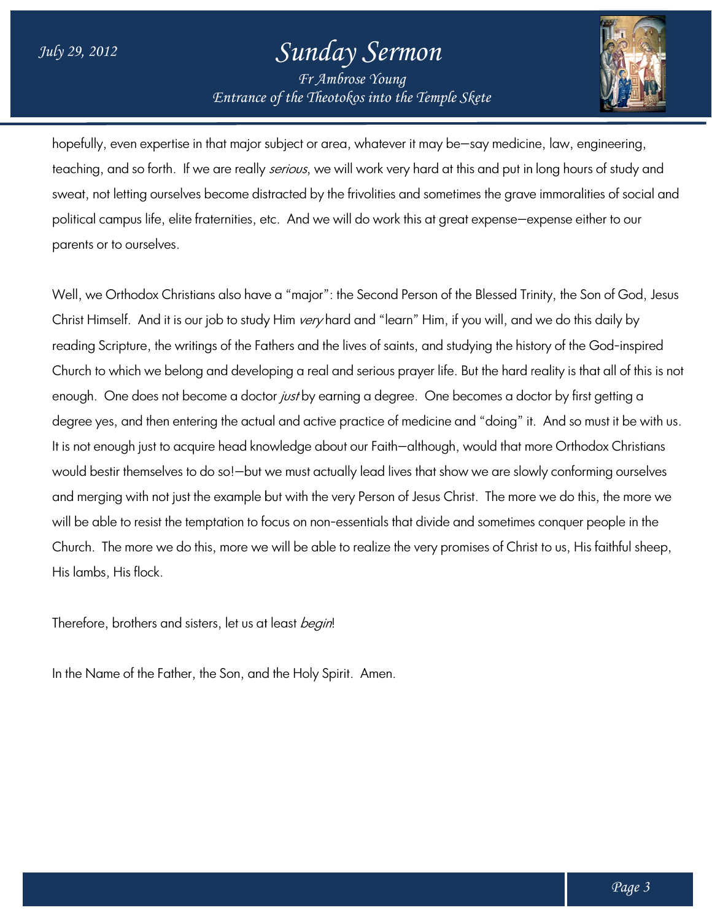hopefully, even expertise in that major subject or area, whatever it may be—say medicine, law, engineering, teaching, and so forth. If we are really *serious*, we will work very hard at this and put in long hours of study and sweat, not letting ourselves become distracted by the frivolities and sometimes the grave immoralities of social and political campus life, elite fraternities, etc. And we will do work this at great expense—expense either to our parents or to ourselves.

Well, we Orthodox Christians also have a "major": the Second Person of the Blessed Trinity, the Son of God, Jesus Christ Himself. And it is our job to study Him *very* hard and "learn" Him, if you will, and we do this daily by reading Scripture, the writings of the Fathers and the lives of saints, and studying the history of the God-inspired Church to which we belong and developing a real and serious prayer life. But the hard reality is that all of this is not enough. One does not become a doctor *just* by earning a degree. One becomes a doctor by first getting a degree yes, and then entering the actual and active practice of medicine and "doing" it. And so must it be with us. It is not enough just to acquire head knowledge about our Faith—although, would that more Orthodox Christians would bestir themselves to do so!—but we must actually lead lives that show we are slowly conforming ourselves and merging with not just the example but with the very Person of Jesus Christ. The more we do this, the more we will be able to resist the temptation to focus on non-essentials that divide and sometimes conquer people in the Church. The more we do this, more we will be able to realize the very promises of Christ to us, His faithful sheep, His lambs, His flock.

Therefore, brothers and sisters, let us at least *begin*!

In the Name of the Father, the Son, and the Holy Spirit. Amen.